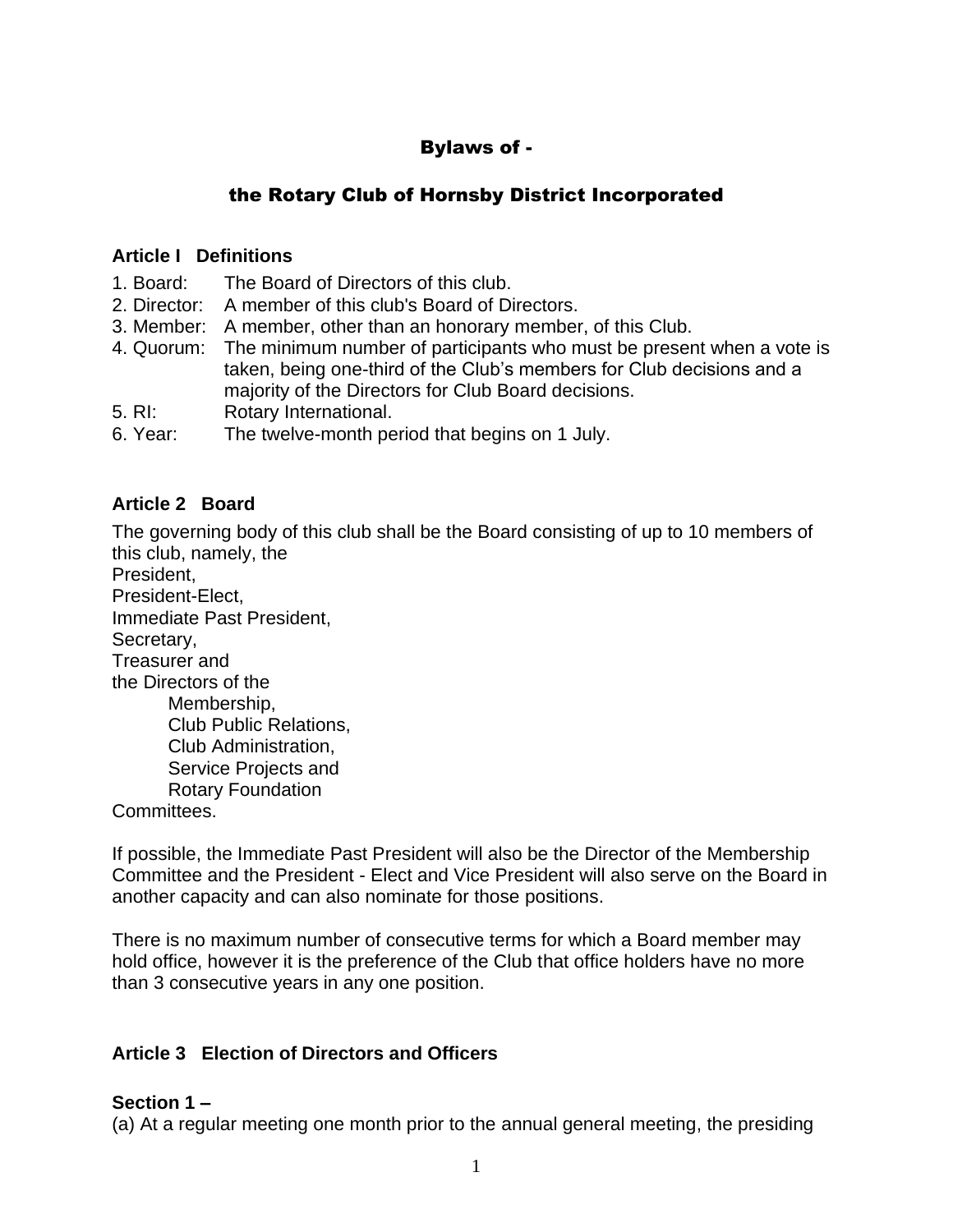# Bylaws of -

# the Rotary Club of Hornsby District Incorporated

## Article I   Definitions

1. Board: The Board of Directors of this club.
2. Director: A member of this club's Board of Directors.
3. Member: A member, other than an honorary member, of this Club.
4. Quorum: The minimum number of participants who must be present when a vote is taken, being one-third of the Club's members for Club decisions and a majority of the Directors for Club Board decisions.
5. RI: Rotary International.
6. Year: The twelve-month period that begins on 1 July.

## Article 2   Board

The governing body of this club shall be the Board consisting of up to 10 members of this club, namely, the
President,
President-Elect,
Immediate Past President,
Secretary,
Treasurer and
the Directors of the
- Membership,
- Club Public Relations,
- Club Administration,
- Service Projects and
- Rotary Foundation

Committees.

If possible, the Immediate Past President will also be the Director of the Membership Committee and the President - Elect and Vice President will also serve on the Board in another capacity and can also nominate for those positions.

There is no maximum number of consecutive terms for which a Board member may hold office, however it is the preference of the Club that office holders have no more than 3 consecutive years in any one position.

## Article 3   Election of Directors and Officers

**Section 1 –**
(a) At a regular meeting one month prior to the annual general meeting, the presiding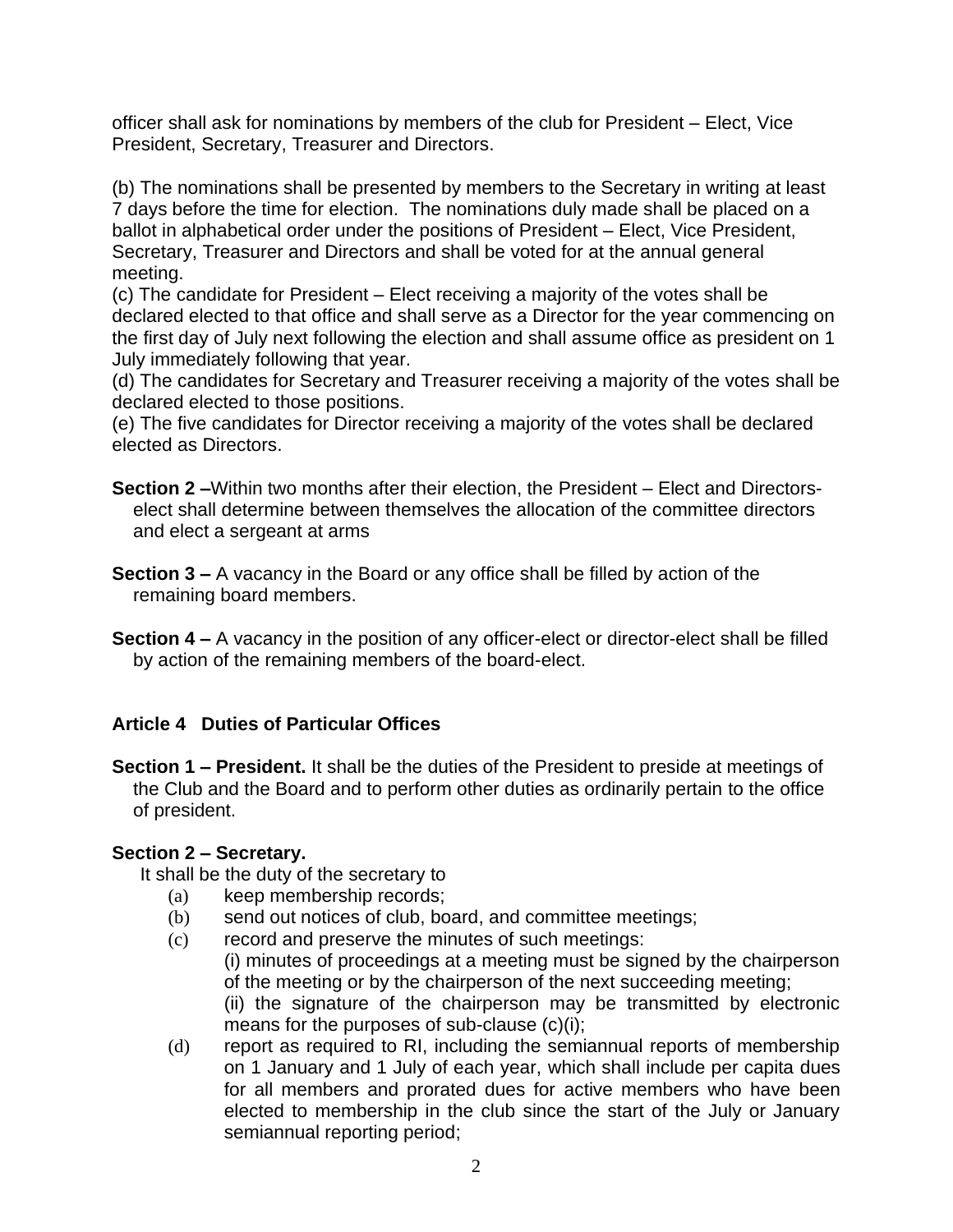officer shall ask for nominations by members of the club for President – Elect, Vice President, Secretary, Treasurer and Directors.

(b) The nominations shall be presented by members to the Secretary in writing at least 7 days before the time for election. The nominations duly made shall be placed on a ballot in alphabetical order under the positions of President – Elect, Vice President, Secretary, Treasurer and Directors and shall be voted for at the annual general meeting.
(c) The candidate for President – Elect receiving a majority of the votes shall be declared elected to that office and shall serve as a Director for the year commencing on the first day of July next following the election and shall assume office as president on 1 July immediately following that year.
(d) The candidates for Secretary and Treasurer receiving a majority of the votes shall be declared elected to those positions.
(e) The five candidates for Director receiving a majority of the votes shall be declared elected as Directors.

**Section 2 –**Within two months after their election, the President – Elect and Directors-elect shall determine between themselves the allocation of the committee directors and elect a sergeant at arms

**Section 3 –** A vacancy in the Board or any office shall be filled by action of the remaining board members.

**Section 4 –** A vacancy in the position of any officer-elect or director-elect shall be filled by action of the remaining members of the board-elect.

## Article 4 Duties of Particular Offices

**Section 1 – President.** It shall be the duties of the President to preside at meetings of the Club and the Board and to perform other duties as ordinarily pertain to the office of president.

**Section 2 – Secretary.**

It shall be the duty of the secretary to

(a) keep membership records;
(b) send out notices of club, board, and committee meetings;
(c) record and preserve the minutes of such meetings:
(i) minutes of proceedings at a meeting must be signed by the chairperson of the meeting or by the chairperson of the next succeeding meeting;
(ii) the signature of the chairperson may be transmitted by electronic means for the purposes of sub-clause (c)(i);
(d) report as required to RI, including the semiannual reports of membership on 1 January and 1 July of each year, which shall include per capita dues for all members and prorated dues for active members who have been elected to membership in the club since the start of the July or January semiannual reporting period;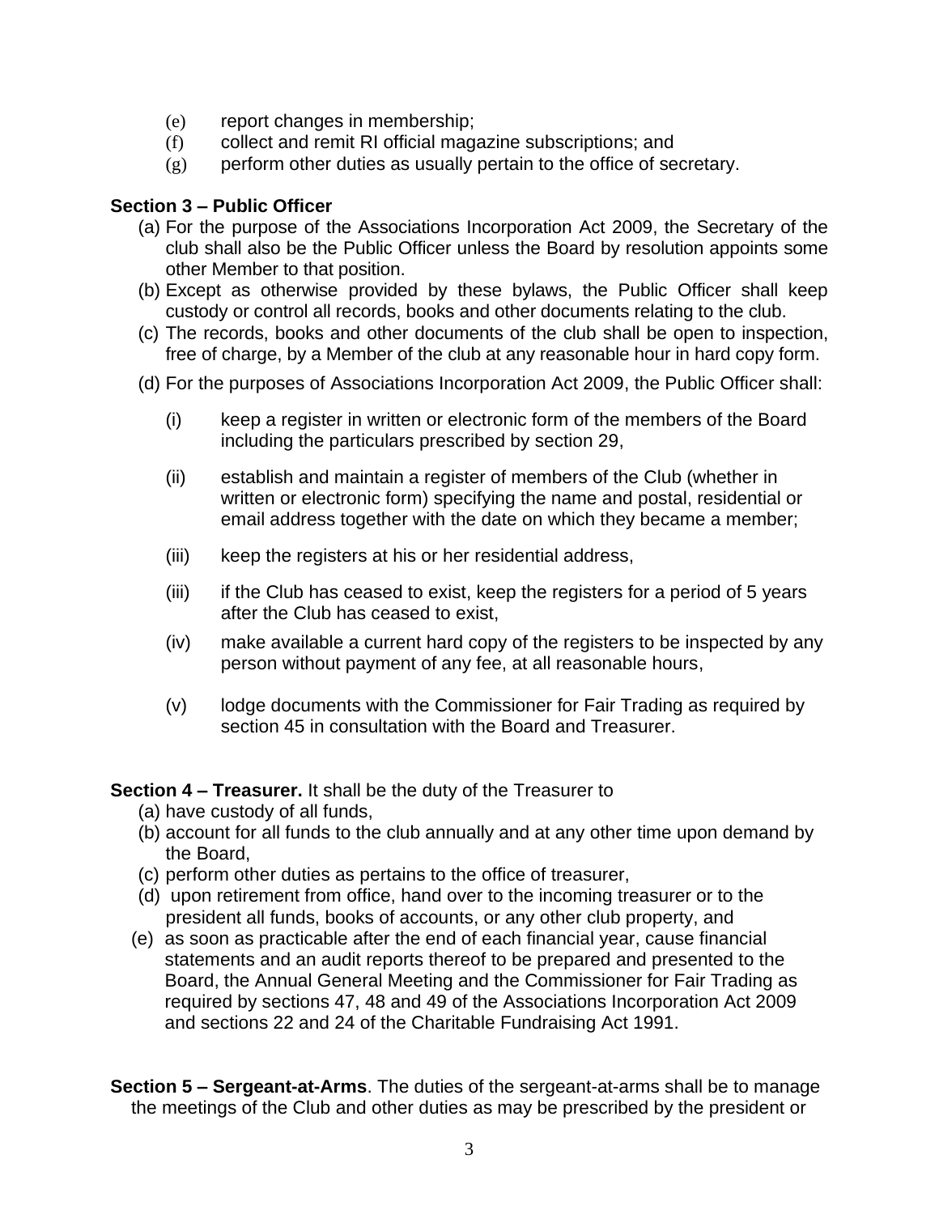(e) report changes in membership;
(f) collect and remit RI official magazine subscriptions; and
(g) perform other duties as usually pertain to the office of secretary.

**Section 3 – Public Officer**

(a) For the purpose of the Associations Incorporation Act 2009, the Secretary of the club shall also be the Public Officer unless the Board by resolution appoints some other Member to that position.
(b) Except as otherwise provided by these bylaws, the Public Officer shall keep custody or control all records, books and other documents relating to the club.
(c) The records, books and other documents of the club shall be open to inspection, free of charge, by a Member of the club at any reasonable hour in hard copy form.
(d) For the purposes of Associations Incorporation Act 2009, the Public Officer shall:

(i) keep a register in written or electronic form of the members of the Board including the particulars prescribed by section 29,

(ii) establish and maintain a register of members of the Club (whether in written or electronic form) specifying the name and postal, residential or email address together with the date on which they became a member;

(iii) keep the registers at his or her residential address,

(iii) if the Club has ceased to exist, keep the registers for a period of 5 years after the Club has ceased to exist,

(iv) make available a current hard copy of the registers to be inspected by any person without payment of any fee, at all reasonable hours,

(v) lodge documents with the Commissioner for Fair Trading as required by section 45 in consultation with the Board and Treasurer.

**Section 4 – Treasurer.** It shall be the duty of the Treasurer to

(a) have custody of all funds,
(b) account for all funds to the club annually and at any other time upon demand by the Board,
(c) perform other duties as pertains to the office of treasurer,
(d) upon retirement from office, hand over to the incoming treasurer or to the president all funds, books of accounts, or any other club property, and
(e) as soon as practicable after the end of each financial year, cause financial statements and an audit reports thereof to be prepared and presented to the Board, the Annual General Meeting and the Commissioner for Fair Trading as required by sections 47, 48 and 49 of the Associations Incorporation Act 2009 and sections 22 and 24 of the Charitable Fundraising Act 1991.

**Section 5 – Sergeant-at-Arms**. The duties of the sergeant-at-arms shall be to manage the meetings of the Club and other duties as may be prescribed by the president or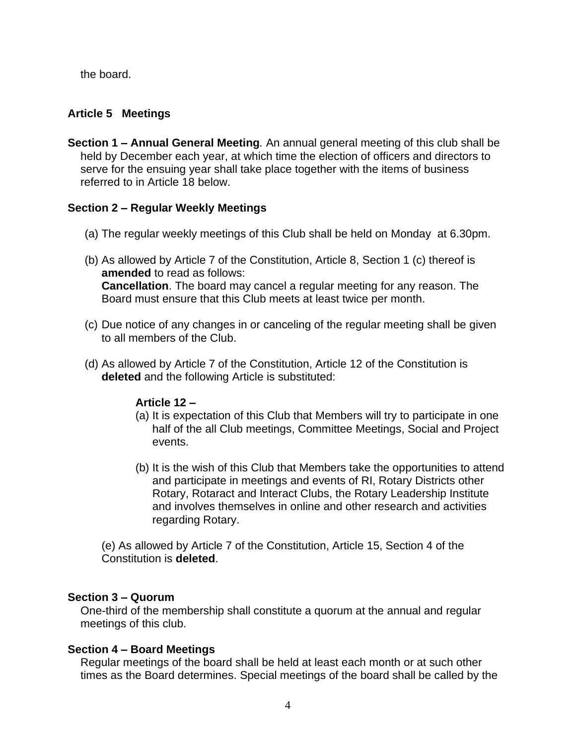the board.

## Article 5 Meetings

**Section 1 – Annual General Meeting**. An annual general meeting of this club shall be held by December each year, at which time the election of officers and directors to serve for the ensuing year shall take place together with the items of business referred to in Article 18 below.

**Section 2 – Regular Weekly Meetings**

(a) The regular weekly meetings of this Club shall be held on Monday at 6.30pm.

(b) As allowed by Article 7 of the Constitution, Article 8, Section 1 (c) thereof is **amended** to read as follows:
**Cancellation**. The board may cancel a regular meeting for any reason. The Board must ensure that this Club meets at least twice per month.

(c) Due notice of any changes in or canceling of the regular meeting shall be given to all members of the Club.

(d) As allowed by Article 7 of the Constitution, Article 12 of the Constitution is **deleted** and the following Article is substituted:

> **Article 12 –**
>
> (a) It is expectation of this Club that Members will try to participate in one half of the all Club meetings, Committee Meetings, Social and Project events.
>
> (b) It is the wish of this Club that Members take the opportunities to attend and participate in meetings and events of RI, Rotary Districts other Rotary, Rotaract and Interact Clubs, the Rotary Leadership Institute and involves themselves in online and other research and activities regarding Rotary.

(e) As allowed by Article 7 of the Constitution, Article 15, Section 4 of the Constitution is **deleted**.

**Section 3 – Quorum**
One-third of the membership shall constitute a quorum at the annual and regular meetings of this club.

**Section 4 – Board Meetings**
Regular meetings of the board shall be held at least each month or at such other times as the Board determines. Special meetings of the board shall be called by the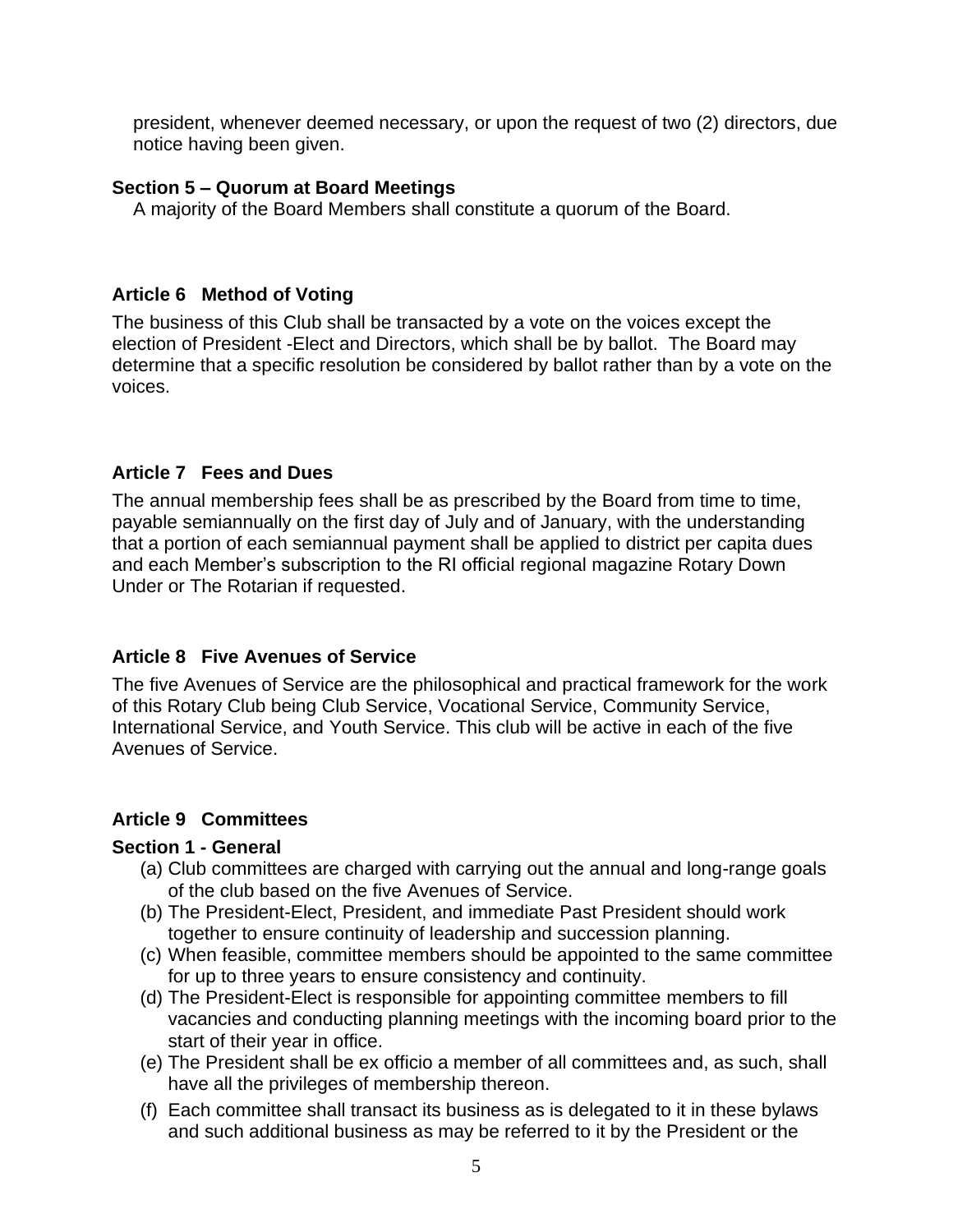president, whenever deemed necessary, or upon the request of two (2) directors, due notice having been given.

### Section 5 – Quorum at Board Meetings

A majority of the Board Members shall constitute a quorum of the Board.

## Article 6 Method of Voting

The business of this Club shall be transacted by a vote on the voices except the election of President -Elect and Directors, which shall be by ballot. The Board may determine that a specific resolution be considered by ballot rather than by a vote on the voices.

## Article 7 Fees and Dues

The annual membership fees shall be as prescribed by the Board from time to time, payable semiannually on the first day of July and of January, with the understanding that a portion of each semiannual payment shall be applied to district per capita dues and each Member's subscription to the RI official regional magazine Rotary Down Under or The Rotarian if requested.

## Article 8 Five Avenues of Service

The five Avenues of Service are the philosophical and practical framework for the work of this Rotary Club being Club Service, Vocational Service, Community Service, International Service, and Youth Service. This club will be active in each of the five Avenues of Service.

## Article 9 Committees

### Section 1 - General

(a) Club committees are charged with carrying out the annual and long-range goals of the club based on the five Avenues of Service.

(b) The President-Elect, President, and immediate Past President should work together to ensure continuity of leadership and succession planning.

(c) When feasible, committee members should be appointed to the same committee for up to three years to ensure consistency and continuity.

(d) The President-Elect is responsible for appointing committee members to fill vacancies and conducting planning meetings with the incoming board prior to the start of their year in office.

(e) The President shall be ex officio a member of all committees and, as such, shall have all the privileges of membership thereon.

(f) Each committee shall transact its business as is delegated to it in these bylaws and such additional business as may be referred to it by the President or the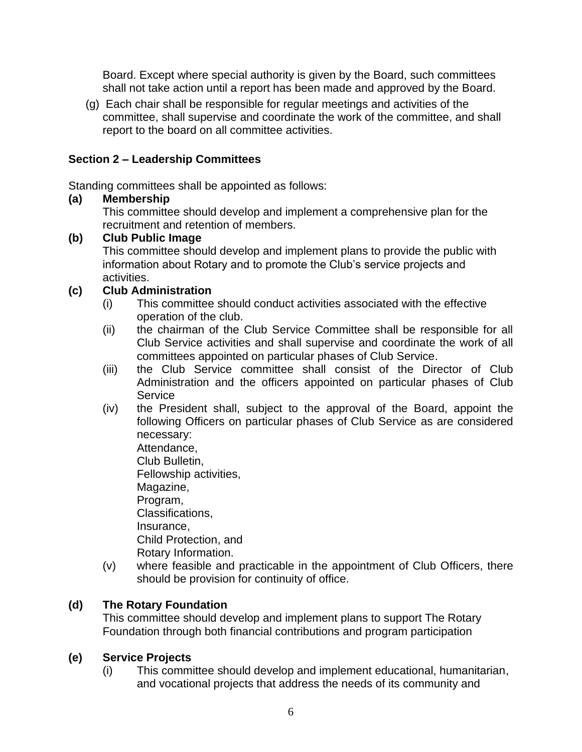Board. Except where special authority is given by the Board, such committees shall not take action until a report has been made and approved by the Board.

(g) Each chair shall be responsible for regular meetings and activities of the committee, shall supervise and coordinate the work of the committee, and shall report to the board on all committee activities.

**Section 2 – Leadership Committees**

Standing committees shall be appointed as follows:

**(a) Membership**

This committee should develop and implement a comprehensive plan for the recruitment and retention of members.

**(b) Club Public Image**

This committee should develop and implement plans to provide the public with information about Rotary and to promote the Club's service projects and activities.

**(c) Club Administration**

(i) This committee should conduct activities associated with the effective operation of the club.

(ii) the chairman of the Club Service Committee shall be responsible for all Club Service activities and shall supervise and coordinate the work of all committees appointed on particular phases of Club Service.

(iii) the Club Service committee shall consist of the Director of Club Administration and the officers appointed on particular phases of Club Service

(iv) the President shall, subject to the approval of the Board, appoint the following Officers on particular phases of Club Service as are considered necessary:
Attendance,
Club Bulletin,
Fellowship activities,
Magazine,
Program,
Classifications,
Insurance,
Child Protection, and
Rotary Information.

(v) where feasible and practicable in the appointment of Club Officers, there should be provision for continuity of office.

**(d) The Rotary Foundation**

This committee should develop and implement plans to support The Rotary Foundation through both financial contributions and program participation

**(e) Service Projects**

(i) This committee should develop and implement educational, humanitarian, and vocational projects that address the needs of its community and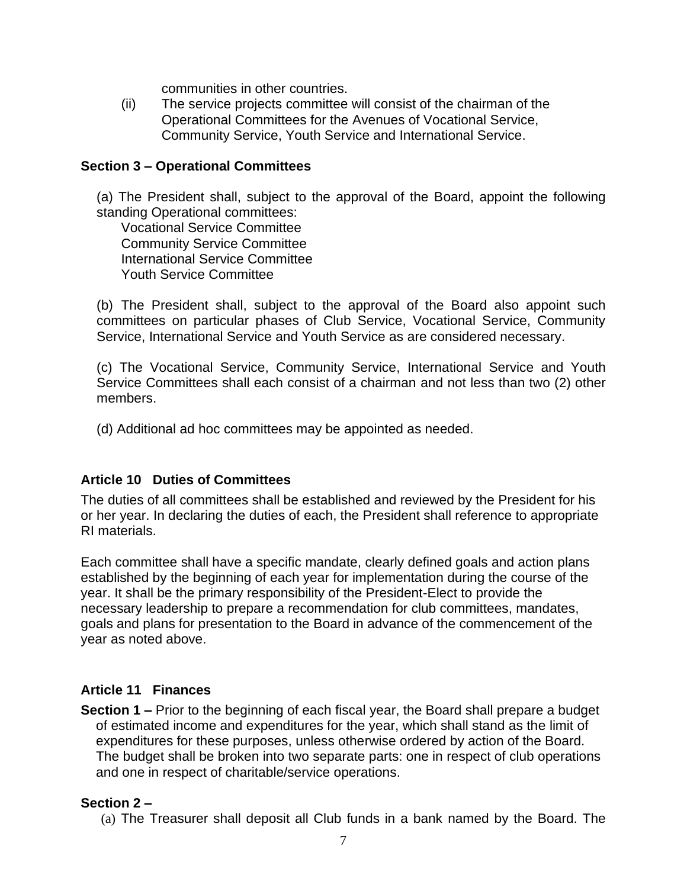communities in other countries.

(ii) The service projects committee will consist of the chairman of the Operational Committees for the Avenues of Vocational Service, Community Service, Youth Service and International Service.

**Section 3 – Operational Committees**

(a) The President shall, subject to the approval of the Board, appoint the following standing Operational committees:

Vocational Service Committee
Community Service Committee
International Service Committee
Youth Service Committee

(b) The President shall, subject to the approval of the Board also appoint such committees on particular phases of Club Service, Vocational Service, Community Service, International Service and Youth Service as are considered necessary.

(c) The Vocational Service, Community Service, International Service and Youth Service Committees shall each consist of a chairman and not less than two (2) other members.

(d) Additional ad hoc committees may be appointed as needed.

## Article 10 Duties of Committees

The duties of all committees shall be established and reviewed by the President for his or her year. In declaring the duties of each, the President shall reference to appropriate RI materials.

Each committee shall have a specific mandate, clearly defined goals and action plans established by the beginning of each year for implementation during the course of the year. It shall be the primary responsibility of the President-Elect to provide the necessary leadership to prepare a recommendation for club committees, mandates, goals and plans for presentation to the Board in advance of the commencement of the year as noted above.

## Article 11 Finances

**Section 1 –** Prior to the beginning of each fiscal year, the Board shall prepare a budget of estimated income and expenditures for the year, which shall stand as the limit of expenditures for these purposes, unless otherwise ordered by action of the Board. The budget shall be broken into two separate parts: one in respect of club operations and one in respect of charitable/service operations.

**Section 2 –**

(a) The Treasurer shall deposit all Club funds in a bank named by the Board. The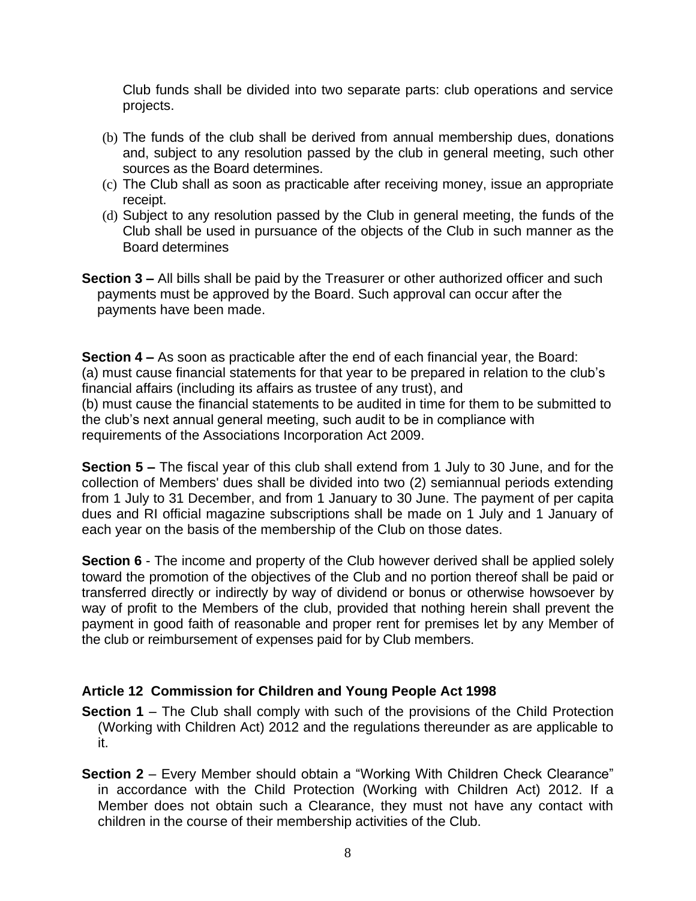Club funds shall be divided into two separate parts: club operations and service projects.

(b) The funds of the club shall be derived from annual membership dues, donations and, subject to any resolution passed by the club in general meeting, such other sources as the Board determines.

(c) The Club shall as soon as practicable after receiving money, issue an appropriate receipt.

(d) Subject to any resolution passed by the Club in general meeting, the funds of the Club shall be used in pursuance of the objects of the Club in such manner as the Board determines

**Section 3 –** All bills shall be paid by the Treasurer or other authorized officer and such payments must be approved by the Board. Such approval can occur after the payments have been made.

**Section 4 –** As soon as practicable after the end of each financial year, the Board:
(a) must cause financial statements for that year to be prepared in relation to the club's financial affairs (including its affairs as trustee of any trust), and
(b) must cause the financial statements to be audited in time for them to be submitted to the club's next annual general meeting, such audit to be in compliance with requirements of the Associations Incorporation Act 2009.

**Section 5 –** The fiscal year of this club shall extend from 1 July to 30 June, and for the collection of Members' dues shall be divided into two (2) semiannual periods extending from 1 July to 31 December, and from 1 January to 30 June. The payment of per capita dues and RI official magazine subscriptions shall be made on 1 July and 1 January of each year on the basis of the membership of the Club on those dates.

**Section 6** - The income and property of the Club however derived shall be applied solely toward the promotion of the objectives of the Club and no portion thereof shall be paid or transferred directly or indirectly by way of dividend or bonus or otherwise howsoever by way of profit to the Members of the club, provided that nothing herein shall prevent the payment in good faith of reasonable and proper rent for premises let by any Member of the club or reimbursement of expenses paid for by Club members.

### Article 12 Commission for Children and Young People Act 1998

**Section 1** – The Club shall comply with such of the provisions of the Child Protection (Working with Children Act) 2012 and the regulations thereunder as are applicable to it.

**Section 2** – Every Member should obtain a "Working With Children Check Clearance" in accordance with the Child Protection (Working with Children Act) 2012. If a Member does not obtain such a Clearance, they must not have any contact with children in the course of their membership activities of the Club.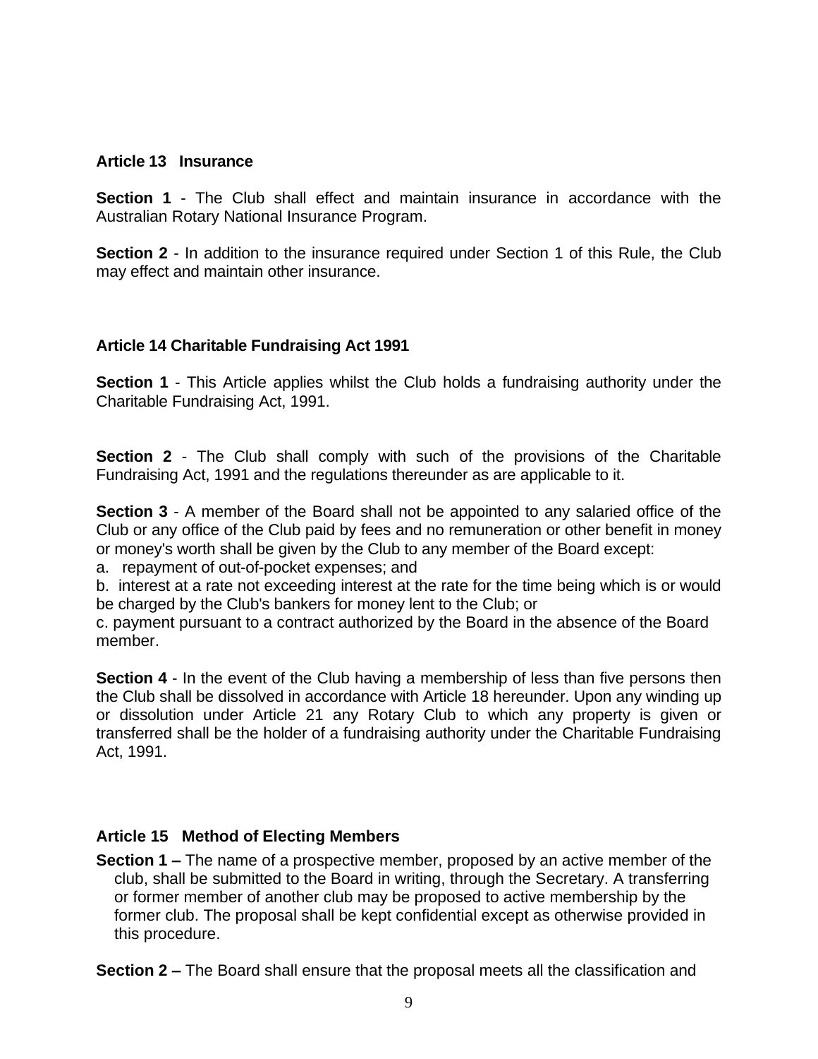**Article 13   Insurance**

**Section 1** - The Club shall effect and maintain insurance in accordance with the Australian Rotary National Insurance Program.

**Section 2** - In addition to the insurance required under Section 1 of this Rule, the Club may effect and maintain other insurance.

**Article 14 Charitable Fundraising Act 1991**

**Section 1** - This Article applies whilst the Club holds a fundraising authority under the Charitable Fundraising Act, 1991.

**Section 2** - The Club shall comply with such of the provisions of the Charitable Fundraising Act, 1991 and the regulations thereunder as are applicable to it.

**Section 3** - A member of the Board shall not be appointed to any salaried office of the Club or any office of the Club paid by fees and no remuneration or other benefit in money or money's worth shall be given by the Club to any member of the Board except:

a.  repayment of out-of-pocket expenses; and

b.  interest at a rate not exceeding interest at the rate for the time being which is or would be charged by the Club's bankers for money lent to the Club; or

c. payment pursuant to a contract authorized by the Board in the absence of the Board member.

**Section 4** - In the event of the Club having a membership of less than five persons then the Club shall be dissolved in accordance with Article 18 hereunder. Upon any winding up or dissolution under Article 21 any Rotary Club to which any property is given or transferred shall be the holder of a fundraising authority under the Charitable Fundraising Act, 1991.

**Article 15   Method of Electing Members**

**Section 1 –** The name of a prospective member, proposed by an active member of the club, shall be submitted to the Board in writing, through the Secretary. A transferring or former member of another club may be proposed to active membership by the former club. The proposal shall be kept confidential except as otherwise provided in this procedure.

**Section 2 –** The Board shall ensure that the proposal meets all the classification and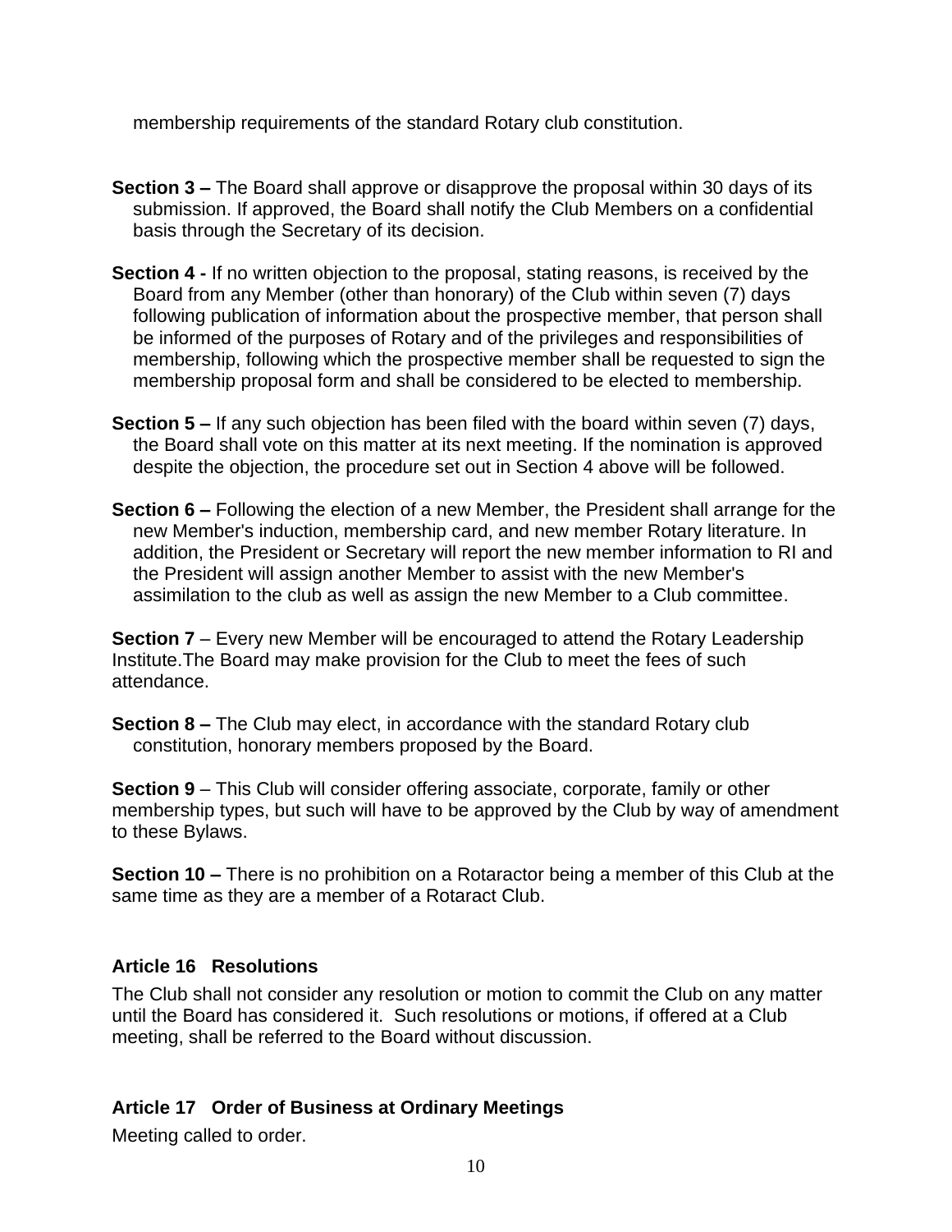membership requirements of the standard Rotary club constitution.

**Section 3 –** The Board shall approve or disapprove the proposal within 30 days of its submission. If approved, the Board shall notify the Club Members on a confidential basis through the Secretary of its decision.

**Section 4 -** If no written objection to the proposal, stating reasons, is received by the Board from any Member (other than honorary) of the Club within seven (7) days following publication of information about the prospective member, that person shall be informed of the purposes of Rotary and of the privileges and responsibilities of membership, following which the prospective member shall be requested to sign the membership proposal form and shall be considered to be elected to membership.

**Section 5 –** If any such objection has been filed with the board within seven (7) days, the Board shall vote on this matter at its next meeting. If the nomination is approved despite the objection, the procedure set out in Section 4 above will be followed.

**Section 6 –** Following the election of a new Member, the President shall arrange for the new Member's induction, membership card, and new member Rotary literature. In addition, the President or Secretary will report the new member information to RI and the President will assign another Member to assist with the new Member's assimilation to the club as well as assign the new Member to a Club committee.

**Section 7** – Every new Member will be encouraged to attend the Rotary Leadership Institute.The Board may make provision for the Club to meet the fees of such attendance.

**Section 8 –** The Club may elect, in accordance with the standard Rotary club constitution, honorary members proposed by the Board.

**Section 9** – This Club will consider offering associate, corporate, family or other membership types, but such will have to be approved by the Club by way of amendment to these Bylaws.

**Section 10 –** There is no prohibition on a Rotaractor being a member of this Club at the same time as they are a member of a Rotaract Club.

### Article 16 Resolutions

The Club shall not consider any resolution or motion to commit the Club on any matter until the Board has considered it. Such resolutions or motions, if offered at a Club meeting, shall be referred to the Board without discussion.

### Article 17 Order of Business at Ordinary Meetings

Meeting called to order.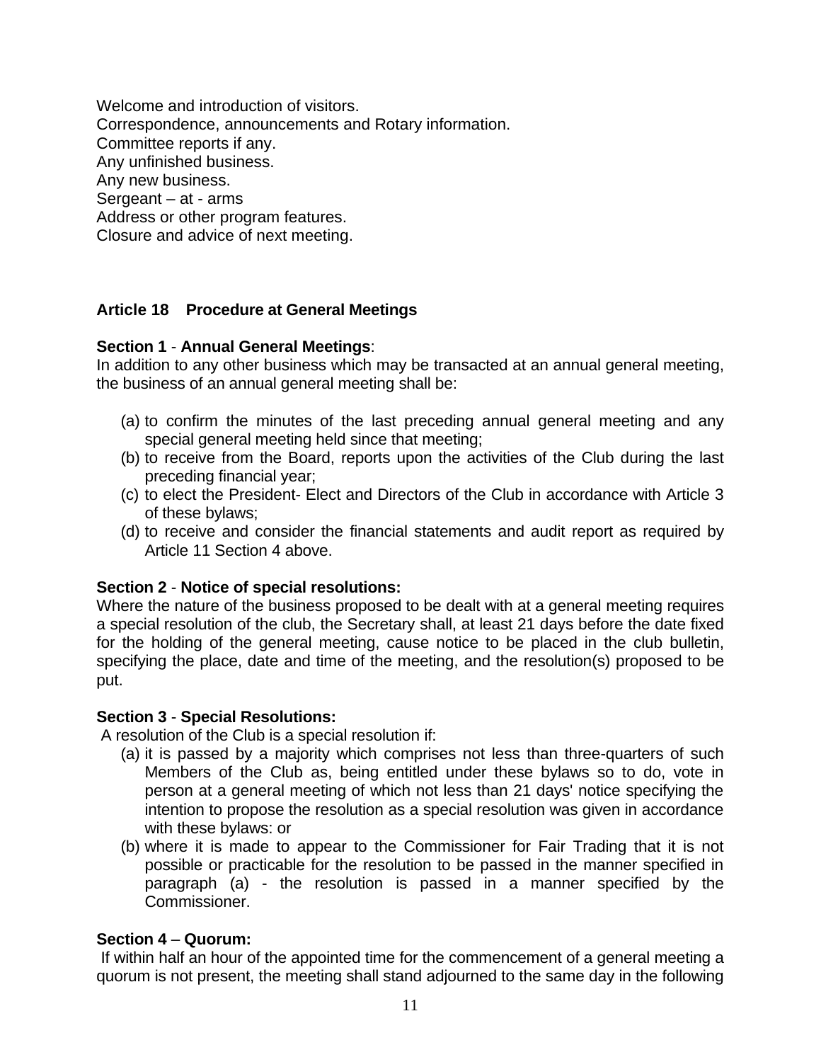Welcome and introduction of visitors.
Correspondence, announcements and Rotary information.
Committee reports if any.
Any unfinished business.
Any new business.
Sergeant – at - arms
Address or other program features.
Closure and advice of next meeting.

### Article 18 Procedure at General Meetings

**Section 1** - **Annual General Meetings**:
In addition to any other business which may be transacted at an annual general meeting, the business of an annual general meeting shall be:

(a) to confirm the minutes of the last preceding annual general meeting and any special general meeting held since that meeting;
(b) to receive from the Board, reports upon the activities of the Club during the last preceding financial year;
(c) to elect the President- Elect and Directors of the Club in accordance with Article 3 of these bylaws;
(d) to receive and consider the financial statements and audit report as required by Article 11 Section 4 above.

**Section 2** - **Notice of special resolutions:**
Where the nature of the business proposed to be dealt with at a general meeting requires a special resolution of the club, the Secretary shall, at least 21 days before the date fixed for the holding of the general meeting, cause notice to be placed in the club bulletin, specifying the place, date and time of the meeting, and the resolution(s) proposed to be put.

**Section 3** - **Special Resolutions:**
A resolution of the Club is a special resolution if:

(a) it is passed by a majority which comprises not less than three-quarters of such Members of the Club as, being entitled under these bylaws so to do, vote in person at a general meeting of which not less than 21 days' notice specifying the intention to propose the resolution as a special resolution was given in accordance with these bylaws: or
(b) where it is made to appear to the Commissioner for Fair Trading that it is not possible or practicable for the resolution to be passed in the manner specified in paragraph (a) - the resolution is passed in a manner specified by the Commissioner.

**Section 4** – **Quorum:**
If within half an hour of the appointed time for the commencement of a general meeting a quorum is not present, the meeting shall stand adjourned to the same day in the following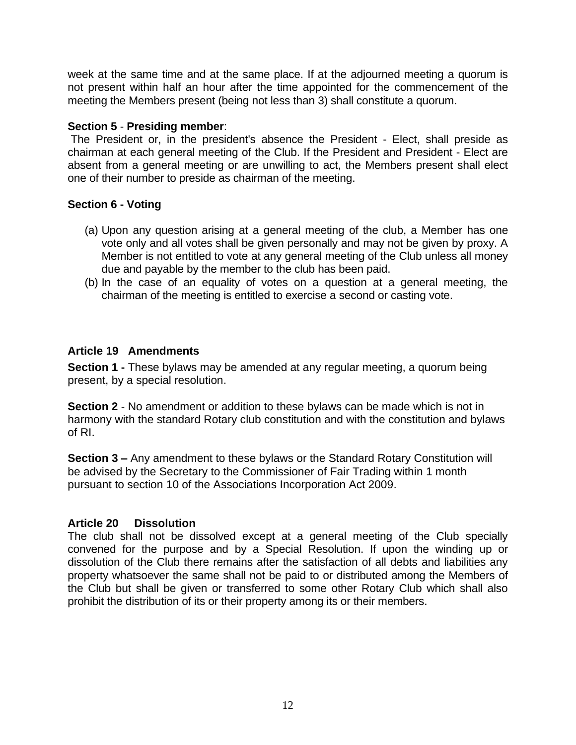week at the same time and at the same place. If at the adjourned meeting a quorum is not present within half an hour after the time appointed for the commencement of the meeting the Members present (being not less than 3) shall constitute a quorum.

**Section 5** - **Presiding member**:

The President or, in the president's absence the President - Elect, shall preside as chairman at each general meeting of the Club. If the President and President - Elect are absent from a general meeting or are unwilling to act, the Members present shall elect one of their number to preside as chairman of the meeting.

**Section 6 - Voting**

(a) Upon any question arising at a general meeting of the club, a Member has one vote only and all votes shall be given personally and may not be given by proxy. A Member is not entitled to vote at any general meeting of the Club unless all money due and payable by the member to the club has been paid.

(b) In the case of an equality of votes on a question at a general meeting, the chairman of the meeting is entitled to exercise a second or casting vote.

## Article 19 Amendments

**Section 1 -** These bylaws may be amended at any regular meeting, a quorum being present, by a special resolution.

**Section 2** - No amendment or addition to these bylaws can be made which is not in harmony with the standard Rotary club constitution and with the constitution and bylaws of RI.

**Section 3 –** Any amendment to these bylaws or the Standard Rotary Constitution will be advised by the Secretary to the Commissioner of Fair Trading within 1 month pursuant to section 10 of the Associations Incorporation Act 2009.

## Article 20 Dissolution

The club shall not be dissolved except at a general meeting of the Club specially convened for the purpose and by a Special Resolution. If upon the winding up or dissolution of the Club there remains after the satisfaction of all debts and liabilities any property whatsoever the same shall not be paid to or distributed among the Members of the Club but shall be given or transferred to some other Rotary Club which shall also prohibit the distribution of its or their property among its or their members.